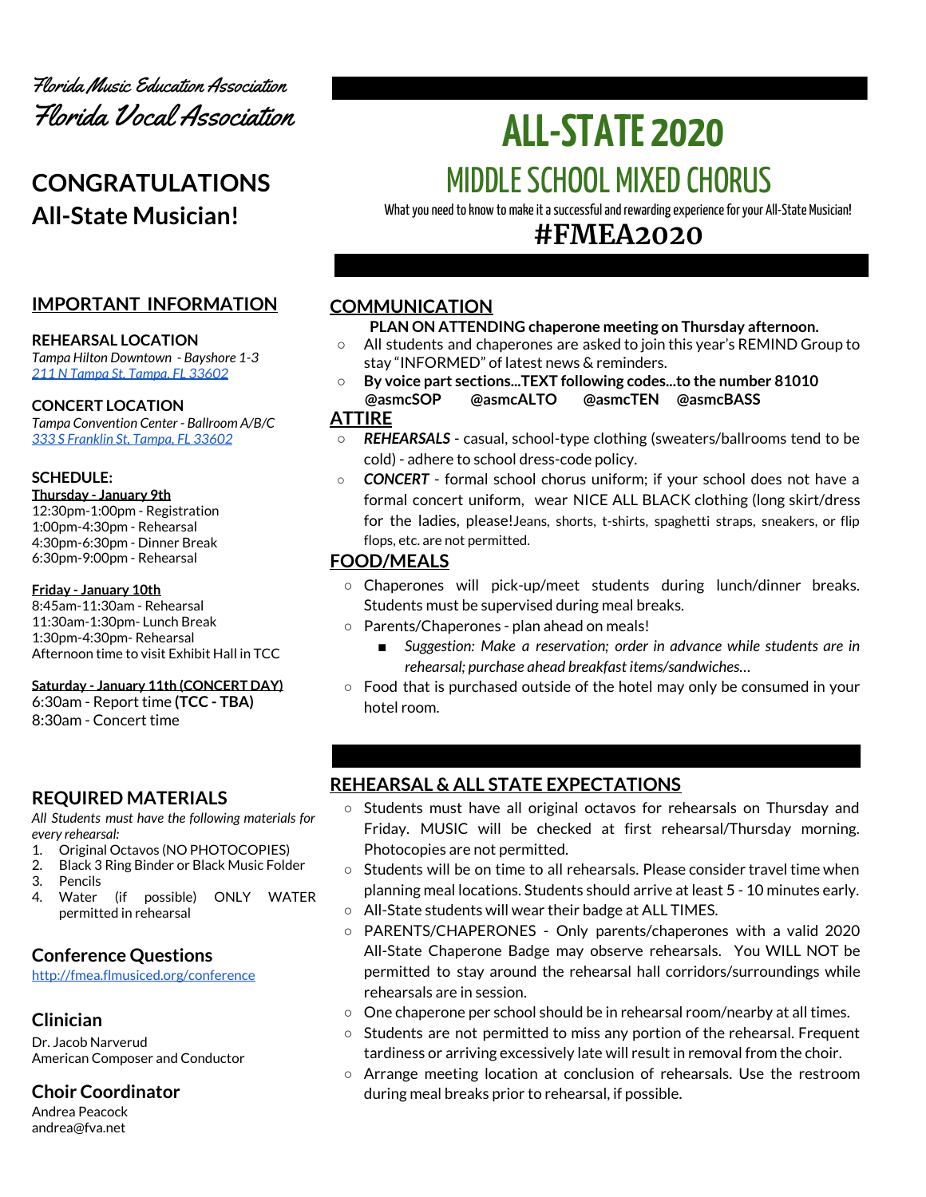Florida Music Education Association

Florida Vocal Association

# ALL-STATE 2020

## MIDDLE SCHOOL MIXED CHORUS

What you need to know to make it a successful and rewarding experience for your All-State Musician!

## #FMEA2020

## CONGRATULATIONS All-State Musician!

## IMPORTANT INFORMATION

**REHEARSAL LOCATION**

*Tampa Hilton Downtown - Bayshore 1-3*
*211 N Tampa St, Tampa, FL 33602*

**CONCERT LOCATION**

*Tampa Convention Center - Ballroom A/B/C*
*333 S Franklin St, Tampa, FL 33602*

**SCHEDULE:**

**Thursday - January 9th**
12:30pm-1:00pm - Registration
1:00pm-4:30pm - Rehearsal
4:30pm-6:30pm - Dinner Break
6:30pm-9:00pm - Rehearsal

**Friday - January 10th**
8:45am-11:30am - Rehearsal
11:30am-1:30pm- Lunch Break
1:30pm-4:30pm- Rehearsal
Afternoon time to visit Exhibit Hall in TCC

**Saturday - January 11th (CONCERT DAY)**
6:30am - Report time **(TCC - TBA)**
8:30am - Concert time

## REQUIRED MATERIALS

*All Students must have the following materials for every rehearsal:*

1. Original Octavos (NO PHOTOCOPIES)
2. Black 3 Ring Binder or Black Music Folder
3. Pencils
4. Water (if possible) ONLY WATER permitted in rehearsal

## Conference Questions

http://fmea.flmusiced.org/conference

## Clinician

Dr. Jacob Narverud
American Composer and Conductor

## Choir Coordinator

Andrea Peacock
andrea@fva.net

## COMMUNICATION

**PLAN ON ATTENDING chaperone meeting on Thursday afternoon.**

- All students and chaperones are asked to join this year's REMIND Group to stay "INFORMED" of latest news & reminders.
- **By voice part sections...TEXT following codes...to the number 81010**
  **@asmcSOP @asmcALTO @asmcTEN @asmcBASS**

## ATTIRE

- ***REHEARSALS*** - casual, school-type clothing (sweaters/ballrooms tend to be cold) - adhere to school dress-code policy.
- ***CONCERT*** - formal school chorus uniform; if your school does not have a formal concert uniform, wear NICE ALL BLACK clothing (long skirt/dress for the ladies, please! Jeans, shorts, t-shirts, spaghetti straps, sneakers, or flip flops, etc. are not permitted.

## FOOD/MEALS

- Chaperones will pick-up/meet students during lunch/dinner breaks. Students must be supervised during meal breaks.
- Parents/Chaperones - plan ahead on meals!
  - *Suggestion: Make a reservation; order in advance while students are in rehearsal; purchase ahead breakfast items/sandwiches...*
- Food that is purchased outside of the hotel may only be consumed in your hotel room.

## REHEARSAL & ALL STATE EXPECTATIONS

- Students must have all original octavos for rehearsals on Thursday and Friday. MUSIC will be checked at first rehearsal/Thursday morning. Photocopies are not permitted.
- Students will be on time to all rehearsals. Please consider travel time when planning meal locations. Students should arrive at least 5 - 10 minutes early.
- All-State students will wear their badge at ALL TIMES.
- PARENTS/CHAPERONES - Only parents/chaperones with a valid 2020 All-State Chaperone Badge may observe rehearsals. You WILL NOT be permitted to stay around the rehearsal hall corridors/surroundings while rehearsals are in session.
- One chaperone per school should be in rehearsal room/nearby at all times.
- Students are not permitted to miss any portion of the rehearsal. Frequent tardiness or arriving excessively late will result in removal from the choir.
- Arrange meeting location at conclusion of rehearsals. Use the restroom during meal breaks prior to rehearsal, if possible.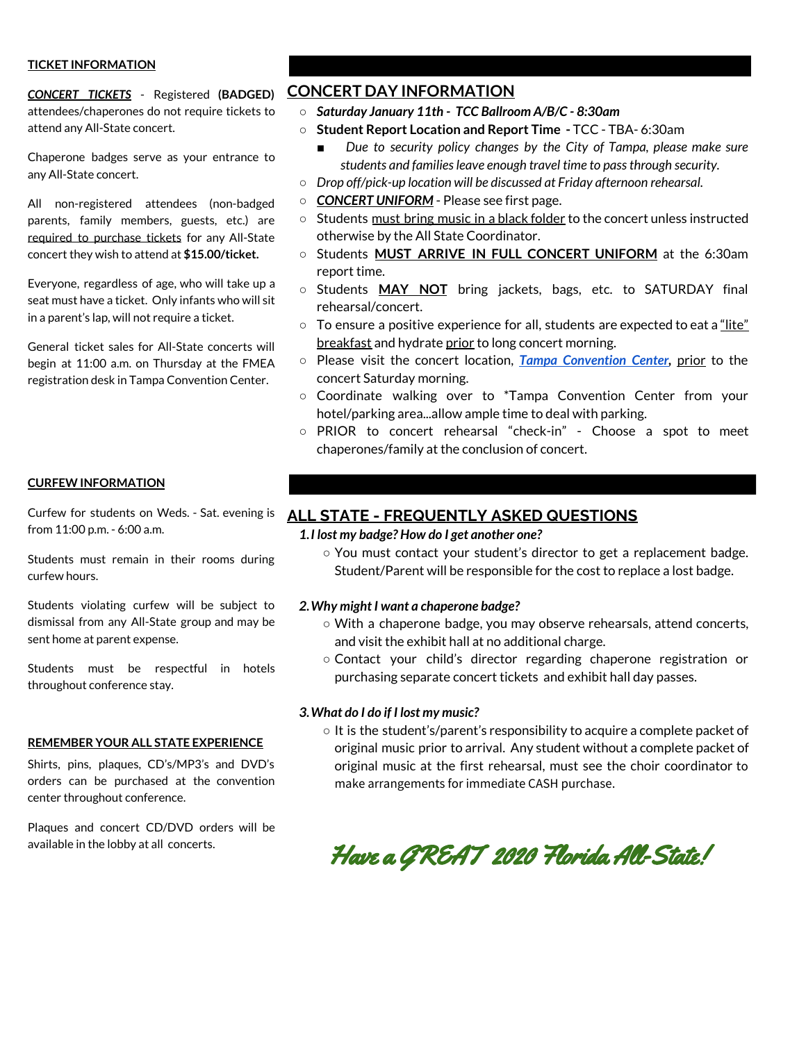#### TICKET INFORMATION

***CONCERT TICKETS*** - Registered **(BADGED)** attendees/chaperones do not require tickets to attend any All-State concert.

Chaperone badges serve as your entrance to any All-State concert.

All non-registered attendees (non-badged parents, family members, guests, etc.) are required to purchase tickets for any All-State concert they wish to attend at **$15.00/ticket.**

Everyone, regardless of age, who will take up a seat must have a ticket. Only infants who will sit in a parent's lap, will not require a ticket.

General ticket sales for All-State concerts will begin at 11:00 a.m. on Thursday at the FMEA registration desk in Tampa Convention Center.

#### CURFEW INFORMATION

Curfew for students on Weds. - Sat. evening is from 11:00 p.m. - 6:00 a.m.

Students must remain in their rooms during curfew hours.

Students violating curfew will be subject to dismissal from any All-State group and may be sent home at parent expense.

Students must be respectful in hotels throughout conference stay.

#### REMEMBER YOUR ALL STATE EXPERIENCE

Shirts, pins, plaques, CD's/MP3's and DVD's orders can be purchased at the convention center throughout conference.

Plaques and concert CD/DVD orders will be available in the lobby at all concerts.

## CONCERT DAY INFORMATION

- ***Saturday January 11th - TCC Ballroom A/B/C - 8:30am***
- **Student Report Location and Report Time -** TCC - TBA- 6:30am
  - *Due to security policy changes by the City of Tampa, please make sure students and families leave enough travel time to pass through security.*
- *Drop off/pick-up location will be discussed at Friday afternoon rehearsal.*
- ***CONCERT UNIFORM*** - Please see first page.
- Students must bring music in a black folder to the concert unless instructed otherwise by the All State Coordinator.
- Students **MUST ARRIVE IN FULL CONCERT UNIFORM** at the 6:30am report time.
- Students **MAY NOT** bring jackets, bags, etc. to SATURDAY final rehearsal/concert.
- To ensure a positive experience for all, students are expected to eat a "lite" breakfast and hydrate prior to long concert morning.
- Please visit the concert location, ***Tampa Convention Center***, prior to the concert Saturday morning.
- Coordinate walking over to *Tampa Convention Center from your hotel/parking area...allow ample time to deal with parking.
- PRIOR to concert rehearsal "check-in" - Choose a spot to meet chaperones/family at the conclusion of concert.

## ALL STATE - FREQUENTLY ASKED QUESTIONS

***1. I lost my badge? How do I get another one?***

- You must contact your student's director to get a replacement badge. Student/Parent will be responsible for the cost to replace a lost badge.

***2. Why might I want a chaperone badge?***

- With a chaperone badge, you may observe rehearsals, attend concerts, and visit the exhibit hall at no additional charge.
- Contact your child's director regarding chaperone registration or purchasing separate concert tickets and exhibit hall day passes.

***3. What do I do if I lost my music?***

- It is the student's/parent's responsibility to acquire a complete packet of original music prior to arrival. Any student without a complete packet of original music at the first rehearsal, must see the choir coordinator to make arrangements for immediate CASH purchase.

*Have a GREAT 2020 Florida All-State!*